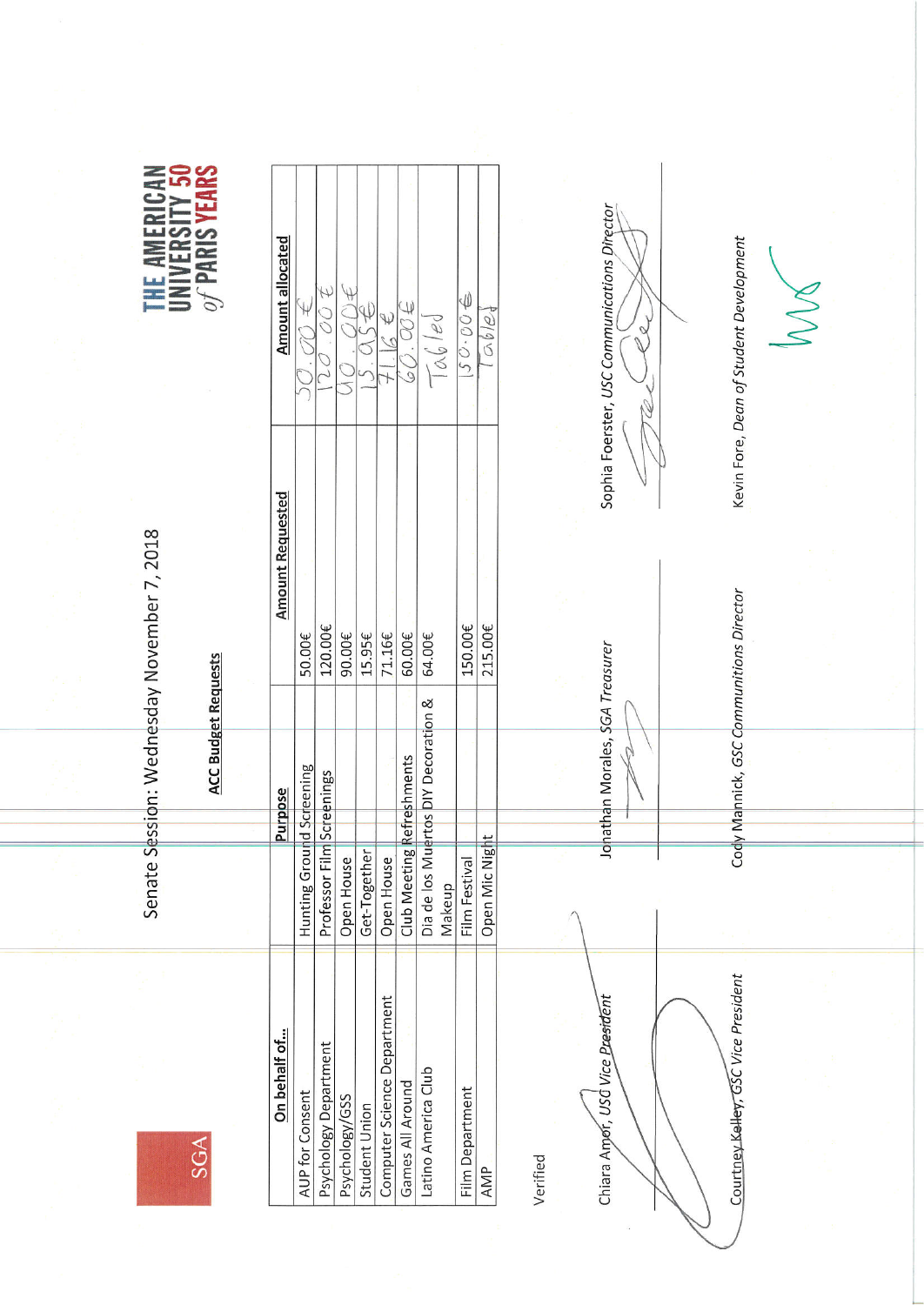SGA

THE AMERICAN UNIVERSITY *of* PARIS 50 YEARS

# Senate Session: Wednesday November 7, 2018

## ACC Budget Requests

| On behalf of… | Purpose | Amount Requested | Amount allocated |
|---|---|---|---|
| AUP for Consent | Hunting Ground Screening | 50.00€ | 50.00 € |
| Psychology Department | Professor Film Screenings | 120.00€ | 120.00 € |
| Psychology/GSS | Open House | 90.00€ | 90.00€ |
| Student Union | Get-Together | 15.95€ | 15.95€ |
| Computer Science Department | Open House | 71.16€ | 71.16 € |
| Games All Around | Club Meeting Refreshments | 60.00€ | 60.00€ |
| Latino America Club | Dia de los Muertos DIY Decoration & Makeup | 64.00€ | Tabled |
| Film Department | Film Festival | 150.00€ | 150.00€ |
| AMP | Open Mic Night | 215.00€ | Tabled |

Verified

Chiara Amor, *USC Vice President*

Jonathan Morales, *SGA Treasurer*

Sophia Foerster, *USC Communications Director*

Courtney Kelley, *GSC Vice President*

Cody Mannick, *GSC Communitions Director*

Kevin Fore, *Dean of Student Development*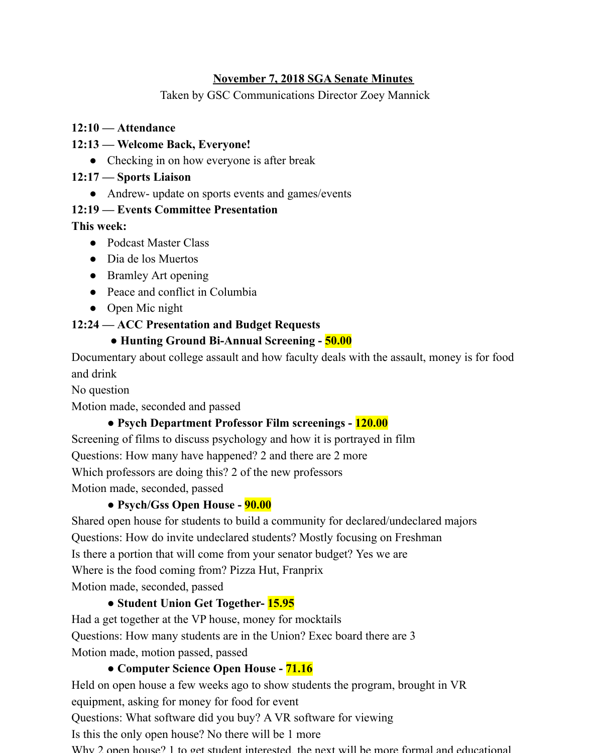# November 7, 2018 SGA Senate Minutes

Taken by GSC Communications Director Zoey Mannick

**12:10 — Attendance**

**12:13 — Welcome Back, Everyone!**

- Checking in on how everyone is after break

**12:17 — Sports Liaison**

- Andrew- update on sports events and games/events

**12:19 — Events Committee Presentation**

**This week:**

- Podcast Master Class
- Dia de los Muertos
- Bramley Art opening
- Peace and conflict in Columbia
- Open Mic night

**12:24 — ACC Presentation and Budget Requests**

- **Hunting Ground Bi-Annual Screening - 50.00**

Documentary about college assault and how faculty deals with the assault, money is for food and drink

No question

Motion made, seconded and passed

- **Psych Department Professor Film screenings - 120.00**

Screening of films to discuss psychology and how it is portrayed in film

Questions: How many have happened? 2 and there are 2 more

Which professors are doing this? 2 of the new professors

Motion made, seconded, passed

- **Psych/Gss Open House - 90.00**

Shared open house for students to build a community for declared/undeclared majors

Questions: How do invite undeclared students? Mostly focusing on Freshman

Is there a portion that will come from your senator budget? Yes we are

Where is the food coming from? Pizza Hut, Franprix

Motion made, seconded, passed

- **Student Union Get Together- 15.95**

Had a get together at the VP house, money for mocktails

Questions: How many students are in the Union? Exec board there are 3

Motion made, motion passed, passed

- **Computer Science Open House - 71.16**

Held on open house a few weeks ago to show students the program, brought in VR equipment, asking for money for food for event

Questions: What software did you buy? A VR software for viewing

Is this the only open house? No there will be 1 more

Why 2 open house? 1 to get student interested, the next will be more formal and educational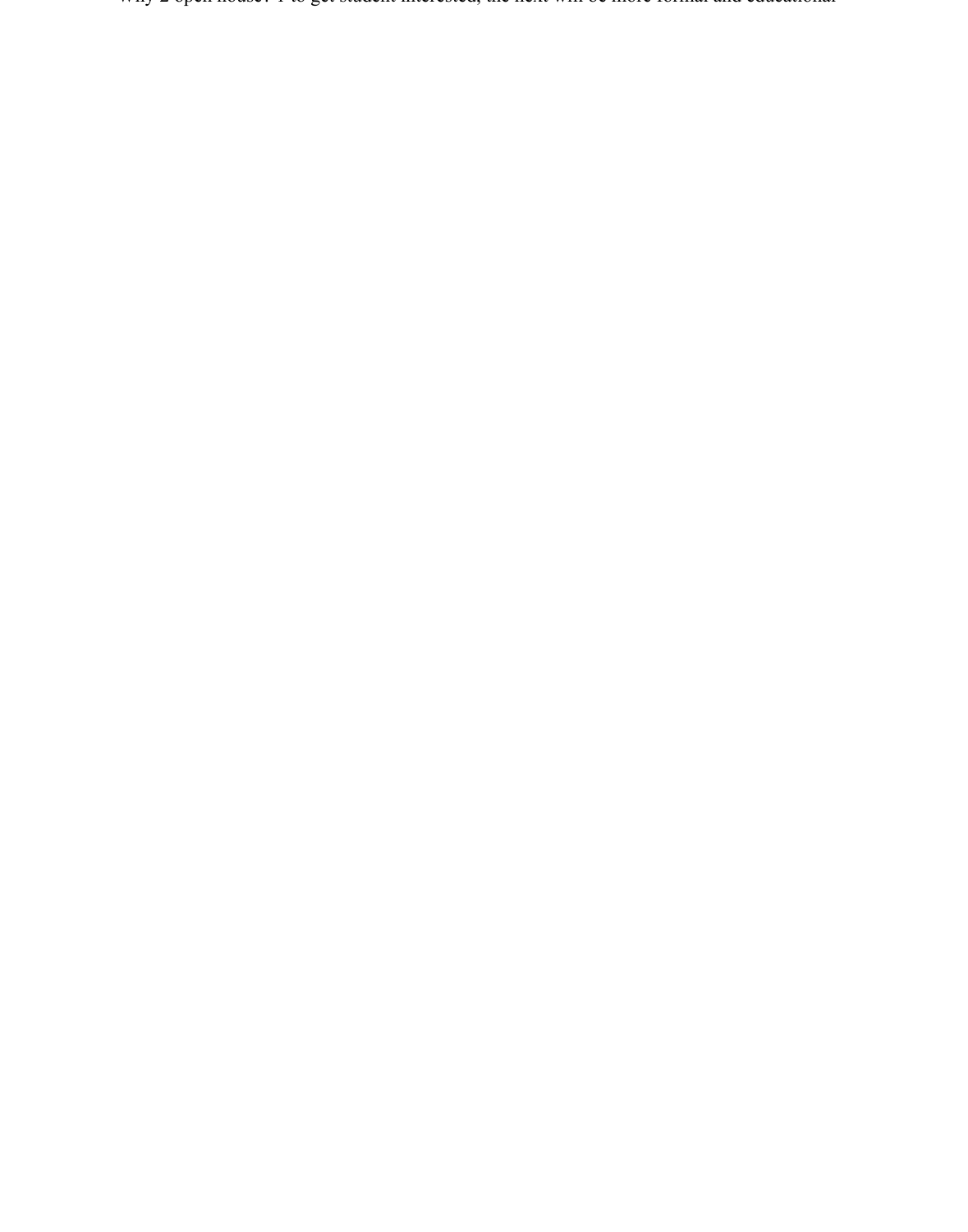Why 2 open house? 1 to get student interested, the next will be more formal and educational